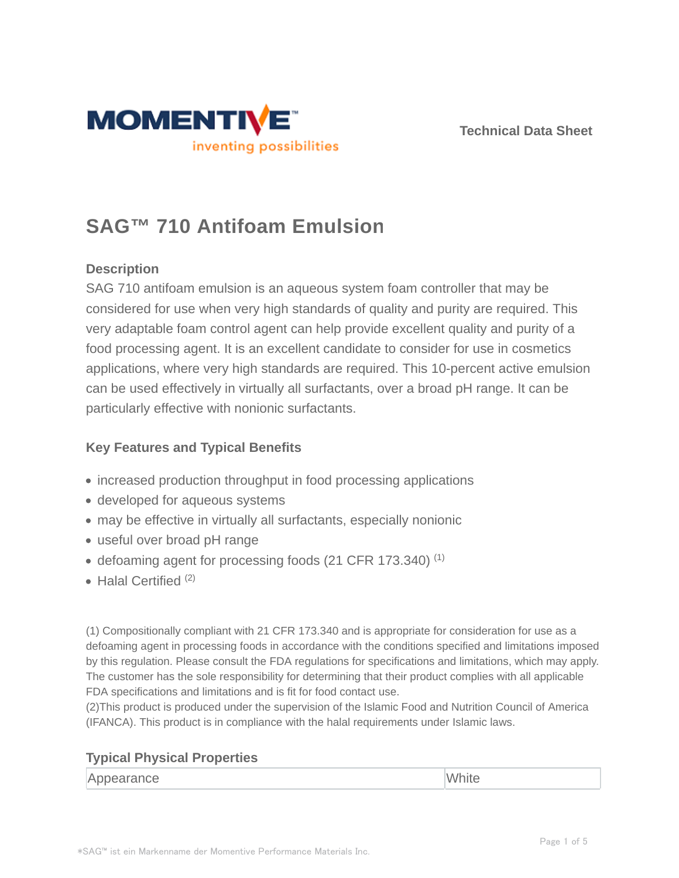MOMENTIVE™

inventing possibilities

Technical Data Sheet

# SAG™ 710 Antifoam Emulsion

### Description

SAG 710 antifoam emulsion is an aqueous system foam controller that may be considered for use when very high standards of quality and purity are required. This very adaptable foam control agent can help provide excellent quality and purity of a food processing agent. It is an excellent candidate to consider for use in cosmetics applications, where very high standards are required. This 10-percent active emulsion can be used effectively in virtually all surfactants, over a broad pH range. It can be particularly effective with nonionic surfactants.

### Key Features and Typical Benefits

- increased production throughput in food processing applications
- developed for aqueous systems
- may be effective in virtually all surfactants, especially nonionic
- useful over broad pH range
- defoaming agent for processing foods (21 CFR 173.340) (1)
- Halal Certified (2)

(1) Compositionally compliant with 21 CFR 173.340 and is appropriate for consideration for use as a defoaming agent in processing foods in accordance with the conditions specified and limitations imposed by this regulation. Please consult the FDA regulations for specifications and limitations, which may apply. The customer has the sole responsibility for determining that their product complies with all applicable FDA specifications and limitations and is fit for food contact use.
(2)This product is produced under the supervision of the Islamic Food and Nutrition Council of America (IFANCA). This product is in compliance with the halal requirements under Islamic laws.

### Typical Physical Properties

| Appearance | White |
| --- | --- |

*SAG™ ist ein Markenname der Momentive Performance Materials Inc.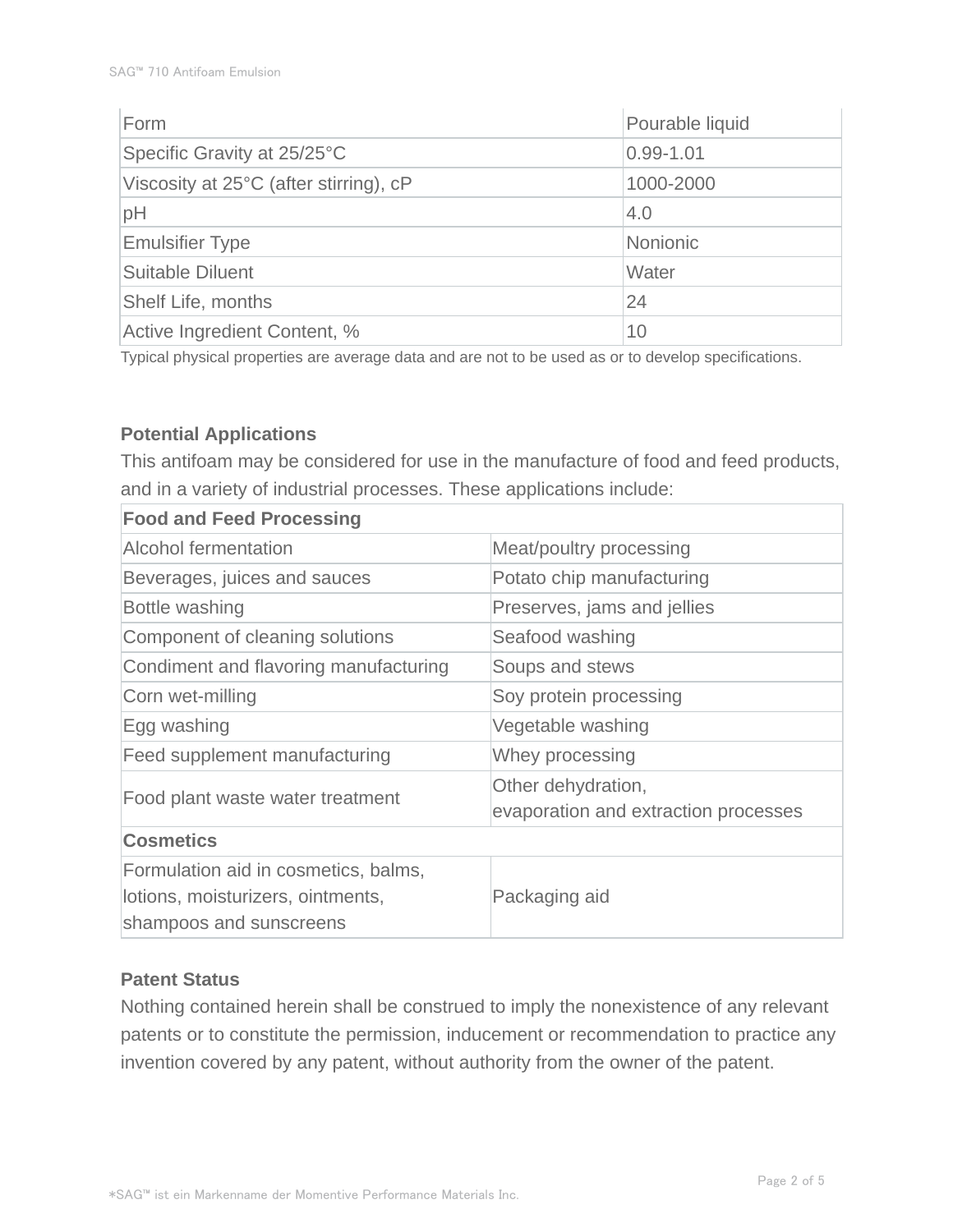| Form | Pourable liquid |
|---|---|
| Specific Gravity at 25/25°C | 0.99-1.01 |
| Viscosity at 25°C (after stirring), cP | 1000-2000 |
| pH | 4.0 |
| Emulsifier Type | Nonionic |
| Suitable Diluent | Water |
| Shelf Life, months | 24 |
| Active Ingredient Content, % | 10 |

Typical physical properties are average data and are not to be used as or to develop specifications.

### Potential Applications

This antifoam may be considered for use in the manufacture of food and feed products, and in a variety of industrial processes. These applications include:

| **Food and Feed Processing** | |
|---|---|
| Alcohol fermentation | Meat/poultry processing |
| Beverages, juices and sauces | Potato chip manufacturing |
| Bottle washing | Preserves, jams and jellies |
| Component of cleaning solutions | Seafood washing |
| Condiment and flavoring manufacturing | Soups and stews |
| Corn wet-milling | Soy protein processing |
| Egg washing | Vegetable washing |
| Feed supplement manufacturing | Whey processing |
| Food plant waste water treatment | Other dehydration, evaporation and extraction processes |
| **Cosmetics** | |
| Formulation aid in cosmetics, balms, lotions, moisturizers, ointments, shampoos and sunscreens | Packaging aid |

### Patent Status

Nothing contained herein shall be construed to imply the nonexistence of any relevant patents or to constitute the permission, inducement or recommendation to practice any invention covered by any patent, without authority from the owner of the patent.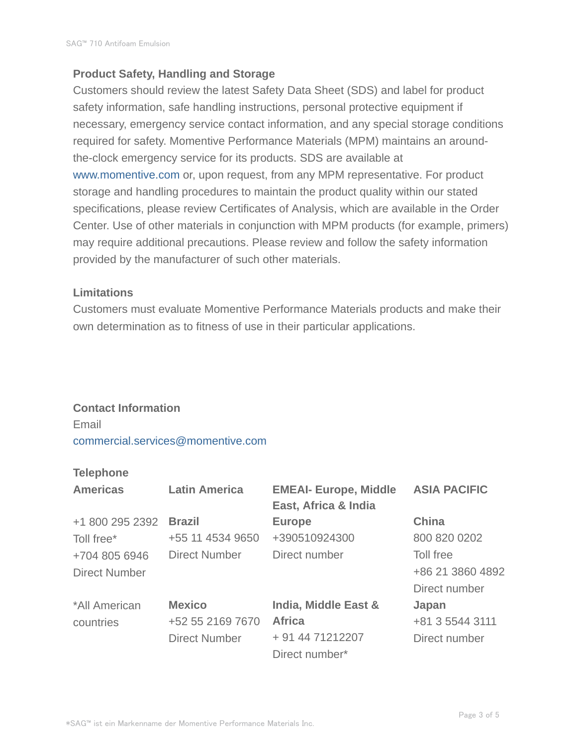## Product Safety, Handling and Storage

Customers should review the latest Safety Data Sheet (SDS) and label for product safety information, safe handling instructions, personal protective equipment if necessary, emergency service contact information, and any special storage conditions required for safety. Momentive Performance Materials (MPM) maintains an around-the-clock emergency service for its products. SDS are available at www.momentive.com or, upon request, from any MPM representative. For product storage and handling procedures to maintain the product quality within our stated specifications, please review Certificates of Analysis, which are available in the Order Center. Use of other materials in conjunction with MPM products (for example, primers) may require additional precautions. Please review and follow the safety information provided by the manufacturer of such other materials.

## Limitations

Customers must evaluate Momentive Performance Materials products and make their own determination as to fitness of use in their particular applications.

## Contact Information

Email

commercial.services@momentive.com

### Telephone

| Americas | Latin America | EMEAI- Europe, Middle East, Africa & India | ASIA PACIFIC |
|---|---|---|---|
| +1 800 295 2392<br>Toll free*<br>+704 805 6946<br>Direct Number | **Brazil**<br>+55 11 4534 9650<br>Direct Number | **Europe**<br>+390510924300<br>Direct number | **China**<br>800 820 0202<br>Toll free<br>+86 21 3860 4892<br>Direct number |
| *All American countries | **Mexico**<br>+52 55 2169 7670<br>Direct Number | **India, Middle East & Africa**<br>+ 91 44 71212207<br>Direct number* | **Japan**<br>+81 3 5544 3111<br>Direct number |

*SAG™ ist ein Markenname der Momentive Performance Materials Inc.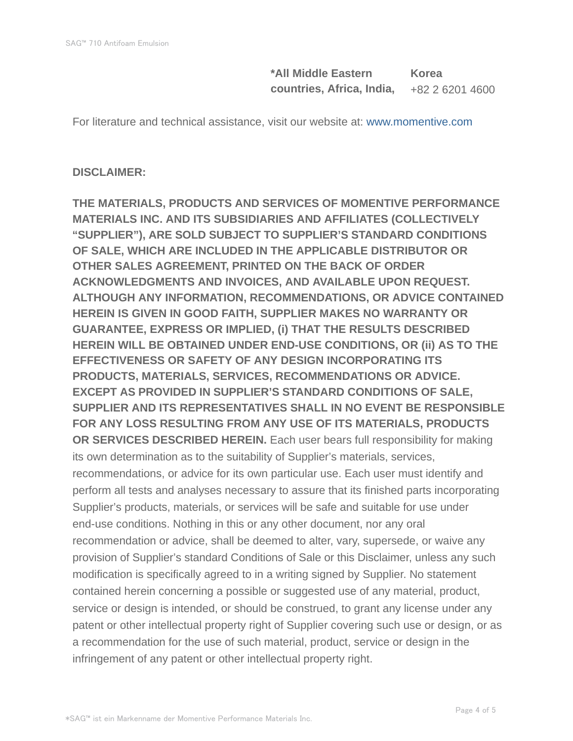| **\*All Middle Eastern countries, Africa, India,** | **Korea** +82 2 6201 4600 |
|---|---|

For literature and technical assistance, visit our website at: www.momentive.com

**DISCLAIMER:**

**THE MATERIALS, PRODUCTS AND SERVICES OF MOMENTIVE PERFORMANCE MATERIALS INC. AND ITS SUBSIDIARIES AND AFFILIATES (COLLECTIVELY “SUPPLIER”), ARE SOLD SUBJECT TO SUPPLIER’S STANDARD CONDITIONS OF SALE, WHICH ARE INCLUDED IN THE APPLICABLE DISTRIBUTOR OR OTHER SALES AGREEMENT, PRINTED ON THE BACK OF ORDER ACKNOWLEDGMENTS AND INVOICES, AND AVAILABLE UPON REQUEST. ALTHOUGH ANY INFORMATION, RECOMMENDATIONS, OR ADVICE CONTAINED HEREIN IS GIVEN IN GOOD FAITH, SUPPLIER MAKES NO WARRANTY OR GUARANTEE, EXPRESS OR IMPLIED, (i) THAT THE RESULTS DESCRIBED HEREIN WILL BE OBTAINED UNDER END-USE CONDITIONS, OR (ii) AS TO THE EFFECTIVENESS OR SAFETY OF ANY DESIGN INCORPORATING ITS PRODUCTS, MATERIALS, SERVICES, RECOMMENDATIONS OR ADVICE. EXCEPT AS PROVIDED IN SUPPLIER’S STANDARD CONDITIONS OF SALE, SUPPLIER AND ITS REPRESENTATIVES SHALL IN NO EVENT BE RESPONSIBLE FOR ANY LOSS RESULTING FROM ANY USE OF ITS MATERIALS, PRODUCTS OR SERVICES DESCRIBED HEREIN.** Each user bears full responsibility for making its own determination as to the suitability of Supplier’s materials, services, recommendations, or advice for its own particular use. Each user must identify and perform all tests and analyses necessary to assure that its finished parts incorporating Supplier’s products, materials, or services will be safe and suitable for use under end-use conditions. Nothing in this or any other document, nor any oral recommendation or advice, shall be deemed to alter, vary, supersede, or waive any provision of Supplier’s standard Conditions of Sale or this Disclaimer, unless any such modification is specifically agreed to in a writing signed by Supplier. No statement contained herein concerning a possible or suggested use of any material, product, service or design is intended, or should be construed, to grant any license under any patent or other intellectual property right of Supplier covering such use or design, or as a recommendation for the use of such material, product, service or design in the infringement of any patent or other intellectual property right.

\*SAG™ ist ein Markenname der Momentive Performance Materials Inc.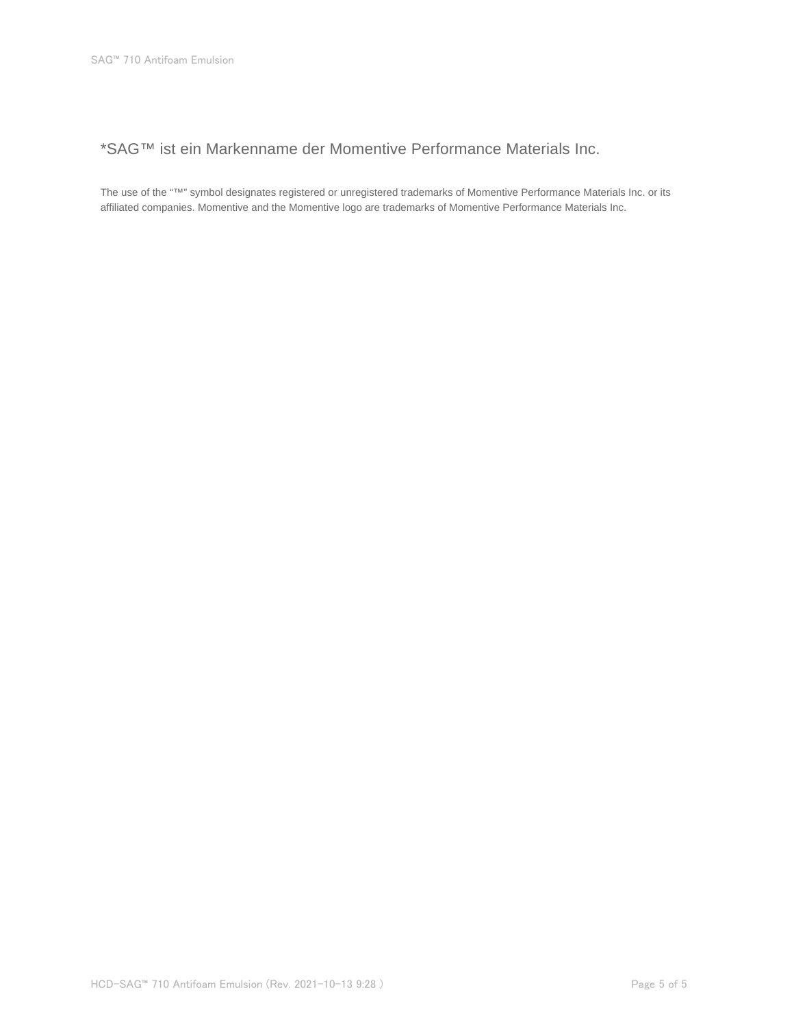*SAG™ ist ein Markenname der Momentive Performance Materials Inc.

The use of the "™" symbol designates registered or unregistered trademarks of Momentive Performance Materials Inc. or its affiliated companies. Momentive and the Momentive logo are trademarks of Momentive Performance Materials Inc.